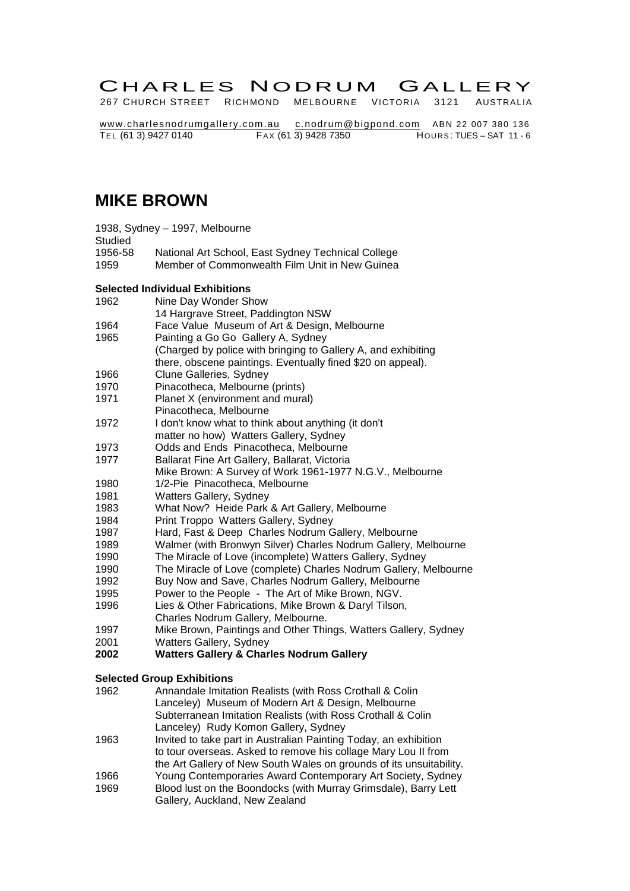# CHARLES NODRUM GALLERY

267 CHURCH STREET RICHMOND MELBOURNE VICTORIA 3121 AUSTRALIA

www.charlesnodrumgallery.com.au c.nodrum@bigpond.com ABN 22 007 380 136
TEL (61 3) 9427 0140 FAX (61 3) 9428 7350 HOURS: TUES – SAT 11 - 6

## MIKE BROWN

1938, Sydney – 1997, Melbourne

Studied

| | |
|---|---|
| 1956-58 | National Art School, East Sydney Technical College |
| 1959 | Member of Commonwealth Film Unit in New Guinea |

### Selected Individual Exhibitions

| | |
|---|---|
| 1962 | Nine Day Wonder Show<br>14 Hargrave Street, Paddington NSW |
| 1964 | Face Value Museum of Art & Design, Melbourne |
| 1965 | Painting a Go Go Gallery A, Sydney<br>(Charged by police with bringing to Gallery A, and exhibiting there, obscene paintings. Eventually fined $20 on appeal). |
| 1966 | Clune Galleries, Sydney |
| 1970 | Pinacotheca, Melbourne (prints) |
| 1971 | Planet X (environment and mural)<br>Pinacotheca, Melbourne |
| 1972 | I don't know what to think about anything (it don't matter no how) Watters Gallery, Sydney |
| 1973 | Odds and Ends Pinacotheca, Melbourne |
| 1977 | Ballarat Fine Art Gallery, Ballarat, Victoria<br>Mike Brown: A Survey of Work 1961-1977 N.G.V., Melbourne |
| 1980 | 1/2-Pie Pinacotheca, Melbourne |
| 1981 | Watters Gallery, Sydney |
| 1983 | What Now? Heide Park & Art Gallery, Melbourne |
| 1984 | Print Troppo Watters Gallery, Sydney |
| 1987 | Hard, Fast & Deep Charles Nodrum Gallery, Melbourne |
| 1989 | Walmer (with Bronwyn Silver) Charles Nodrum Gallery, Melbourne |
| 1990 | The Miracle of Love (incomplete) Watters Gallery, Sydney |
| 1990 | The Miracle of Love (complete) Charles Nodrum Gallery, Melbourne |
| 1992 | Buy Now and Save, Charles Nodrum Gallery, Melbourne |
| 1995 | Power to the People - The Art of Mike Brown, NGV. |
| 1996 | Lies & Other Fabrications, Mike Brown & Daryl Tilson,<br>Charles Nodrum Gallery, Melbourne. |
| 1997 | Mike Brown, Paintings and Other Things, Watters Gallery, Sydney |
| 2001 | Watters Gallery, Sydney |
| **2002** | **Watters Gallery & Charles Nodrum Gallery** |

### Selected Group Exhibitions

| | |
|---|---|
| 1962 | Annandale Imitation Realists (with Ross Crothall & Colin Lanceley) Museum of Modern Art & Design, Melbourne<br>Subterranean Imitation Realists (with Ross Crothall & Colin Lanceley) Rudy Komon Gallery, Sydney |
| 1963 | Invited to take part in Australian Painting Today, an exhibition to tour overseas. Asked to remove his collage Mary Lou II from the Art Gallery of New South Wales on grounds of its unsuitability. |
| 1966 | Young Contemporaries Award Contemporary Art Society, Sydney |
| 1969 | Blood lust on the Boondocks (with Murray Grimsdale), Barry Lett Gallery, Auckland, New Zealand |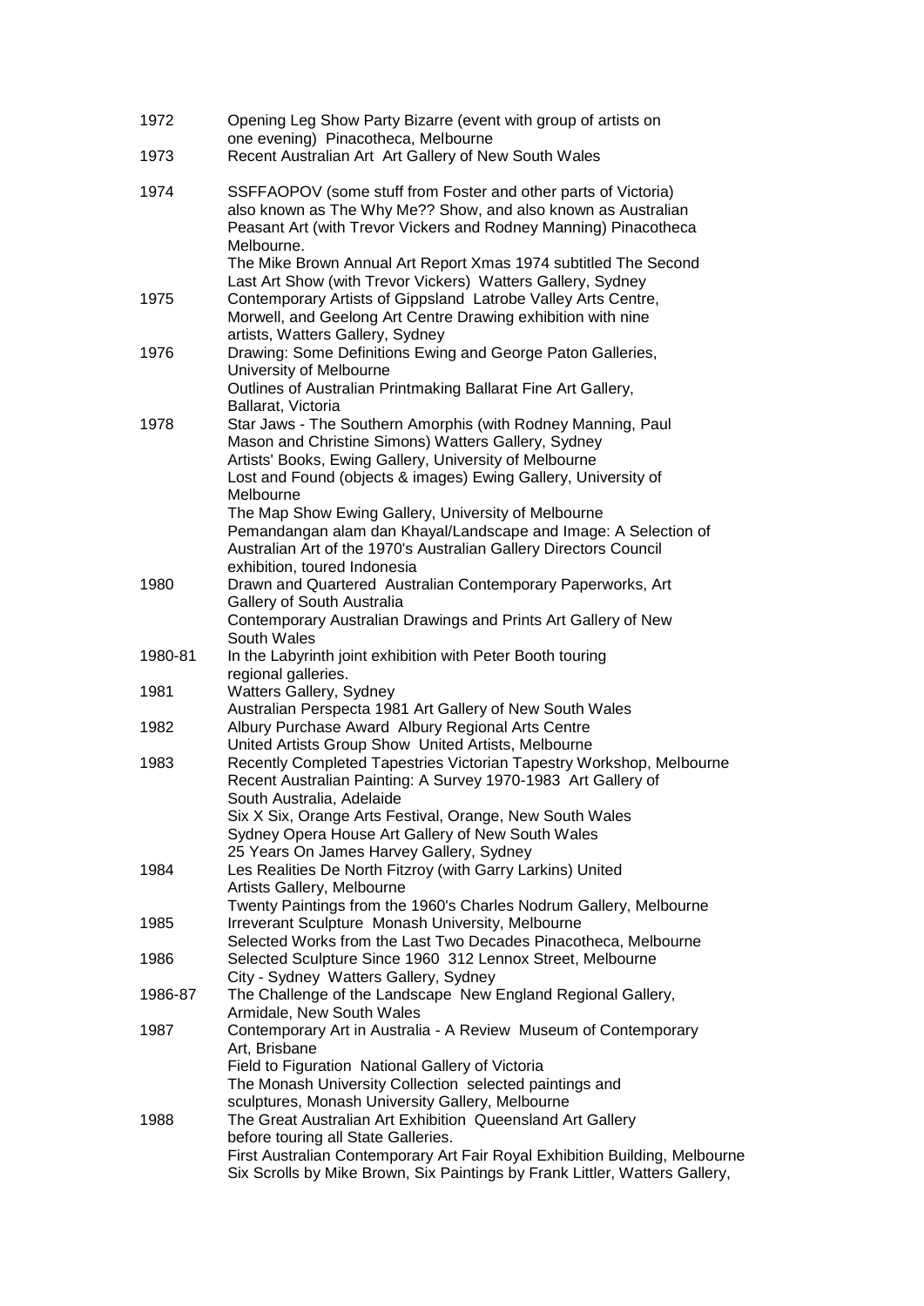| | |
|---|---|
| 1972 | Opening Leg Show Party Bizarre (event with group of artists on one evening) Pinacotheca, Melbourne |
| 1973 | Recent Australian Art Art Gallery of New South Wales |
| 1974 | SSFFAOPOV (some stuff from Foster and other parts of Victoria) also known as The Why Me?? Show, and also known as Australian Peasant Art (with Trevor Vickers and Rodney Manning) Pinacotheca Melbourne.<br>The Mike Brown Annual Art Report Xmas 1974 subtitled The Second Last Art Show (with Trevor Vickers) Watters Gallery, Sydney |
| 1975 | Contemporary Artists of Gippsland Latrobe Valley Arts Centre, Morwell, and Geelong Art Centre Drawing exhibition with nine artists, Watters Gallery, Sydney |
| 1976 | Drawing: Some Definitions Ewing and George Paton Galleries, University of Melbourne<br>Outlines of Australian Printmaking Ballarat Fine Art Gallery, Ballarat, Victoria |
| 1978 | Star Jaws - The Southern Amorphis (with Rodney Manning, Paul Mason and Christine Simons) Watters Gallery, Sydney<br>Artists' Books, Ewing Gallery, University of Melbourne<br>Lost and Found (objects & images) Ewing Gallery, University of Melbourne<br>The Map Show Ewing Gallery, University of Melbourne<br>Pemandangan alam dan Khayal/Landscape and Image: A Selection of Australian Art of the 1970's Australian Gallery Directors Council exhibition, toured Indonesia |
| 1980 | Drawn and Quartered Australian Contemporary Paperworks, Art Gallery of South Australia<br>Contemporary Australian Drawings and Prints Art Gallery of New South Wales |
| 1980-81 | In the Labyrinth joint exhibition with Peter Booth touring regional galleries. |
| 1981 | Watters Gallery, Sydney<br>Australian Perspecta 1981 Art Gallery of New South Wales |
| 1982 | Albury Purchase Award Albury Regional Arts Centre<br>United Artists Group Show United Artists, Melbourne |
| 1983 | Recently Completed Tapestries Victorian Tapestry Workshop, Melbourne<br>Recent Australian Painting: A Survey 1970-1983 Art Gallery of South Australia, Adelaide<br>Six X Six, Orange Arts Festival, Orange, New South Wales<br>Sydney Opera House Art Gallery of New South Wales<br>25 Years On James Harvey Gallery, Sydney |
| 1984 | Les Realities De North Fitzroy (with Garry Larkins) United Artists Gallery, Melbourne<br>Twenty Paintings from the 1960's Charles Nodrum Gallery, Melbourne |
| 1985 | Irreverant Sculpture Monash University, Melbourne<br>Selected Works from the Last Two Decades Pinacotheca, Melbourne |
| 1986 | Selected Sculpture Since 1960 312 Lennox Street, Melbourne<br>City - Sydney Watters Gallery, Sydney |
| 1986-87 | The Challenge of the Landscape New England Regional Gallery, Armidale, New South Wales |
| 1987 | Contemporary Art in Australia - A Review Museum of Contemporary Art, Brisbane<br>Field to Figuration National Gallery of Victoria<br>The Monash University Collection selected paintings and sculptures, Monash University Gallery, Melbourne |
| 1988 | The Great Australian Art Exhibition Queensland Art Gallery before touring all State Galleries.<br>First Australian Contemporary Art Fair Royal Exhibition Building, Melbourne<br>Six Scrolls by Mike Brown, Six Paintings by Frank Littler, Watters Gallery, |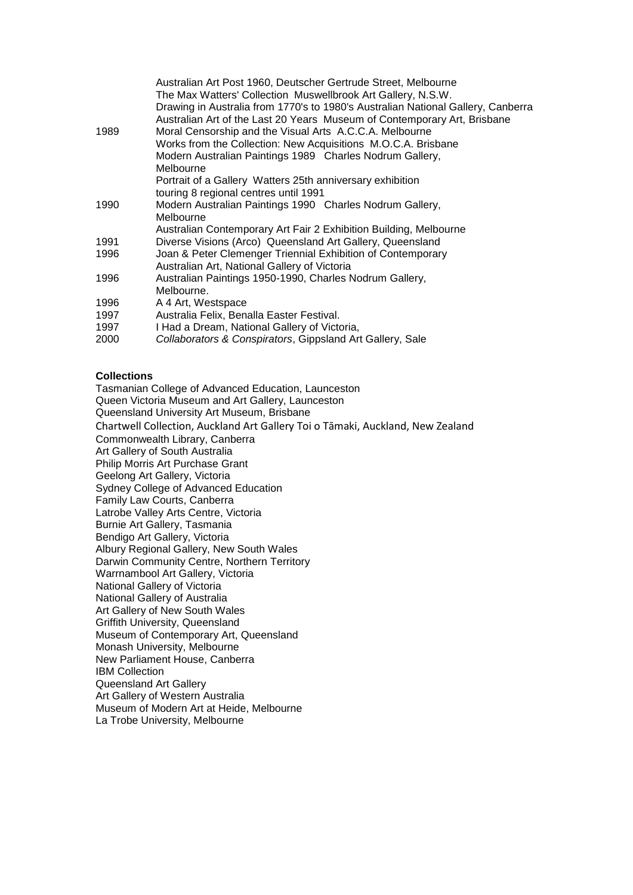| | |
|---|---|
| | Australian Art Post 1960, Deutscher Gertrude Street, Melbourne |
| | The Max Watters' Collection  Muswellbrook Art Gallery, N.S.W. |
| | Drawing in Australia from 1770's to 1980's Australian National Gallery, Canberra |
| | Australian Art of the Last 20 Years  Museum of Contemporary Art, Brisbane |
| 1989 | Moral Censorship and the Visual Arts  A.C.C.A. Melbourne |
| | Works from the Collection: New Acquisitions  M.O.C.A. Brisbane |
| | Modern Australian Paintings 1989  Charles Nodrum Gallery, Melbourne |
| | Portrait of a Gallery  Watters 25th anniversary exhibition touring 8 regional centres until 1991 |
| 1990 | Modern Australian Paintings 1990  Charles Nodrum Gallery, Melbourne |
| | Australian Contemporary Art Fair 2 Exhibition Building, Melbourne |
| 1991 | Diverse Visions (Arco)  Queensland Art Gallery, Queensland |
| 1996 | Joan & Peter Clemenger Triennial Exhibition of Contemporary Australian Art, National Gallery of Victoria |
| 1996 | Australian Paintings 1950-1990, Charles Nodrum Gallery, Melbourne. |
| 1996 | A 4 Art, Westspace |
| 1997 | Australia Felix, Benalla Easter Festival. |
| 1997 | I Had a Dream, National Gallery of Victoria, |
| 2000 | *Collaborators & Conspirators*, Gippsland Art Gallery, Sale |

**Collections**

Tasmanian College of Advanced Education, Launceston
Queen Victoria Museum and Art Gallery, Launceston
Queensland University Art Museum, Brisbane
Chartwell Collection, Auckland Art Gallery Toi o Tāmaki, Auckland, New Zealand
Commonwealth Library, Canberra
Art Gallery of South Australia
Philip Morris Art Purchase Grant
Geelong Art Gallery, Victoria
Sydney College of Advanced Education
Family Law Courts, Canberra
Latrobe Valley Arts Centre, Victoria
Burnie Art Gallery, Tasmania
Bendigo Art Gallery, Victoria
Albury Regional Gallery, New South Wales
Darwin Community Centre, Northern Territory
Warrnambool Art Gallery, Victoria
National Gallery of Victoria
National Gallery of Australia
Art Gallery of New South Wales
Griffith University, Queensland
Museum of Contemporary Art, Queensland
Monash University, Melbourne
New Parliament House, Canberra
IBM Collection
Queensland Art Gallery
Art Gallery of Western Australia
Museum of Modern Art at Heide, Melbourne
La Trobe University, Melbourne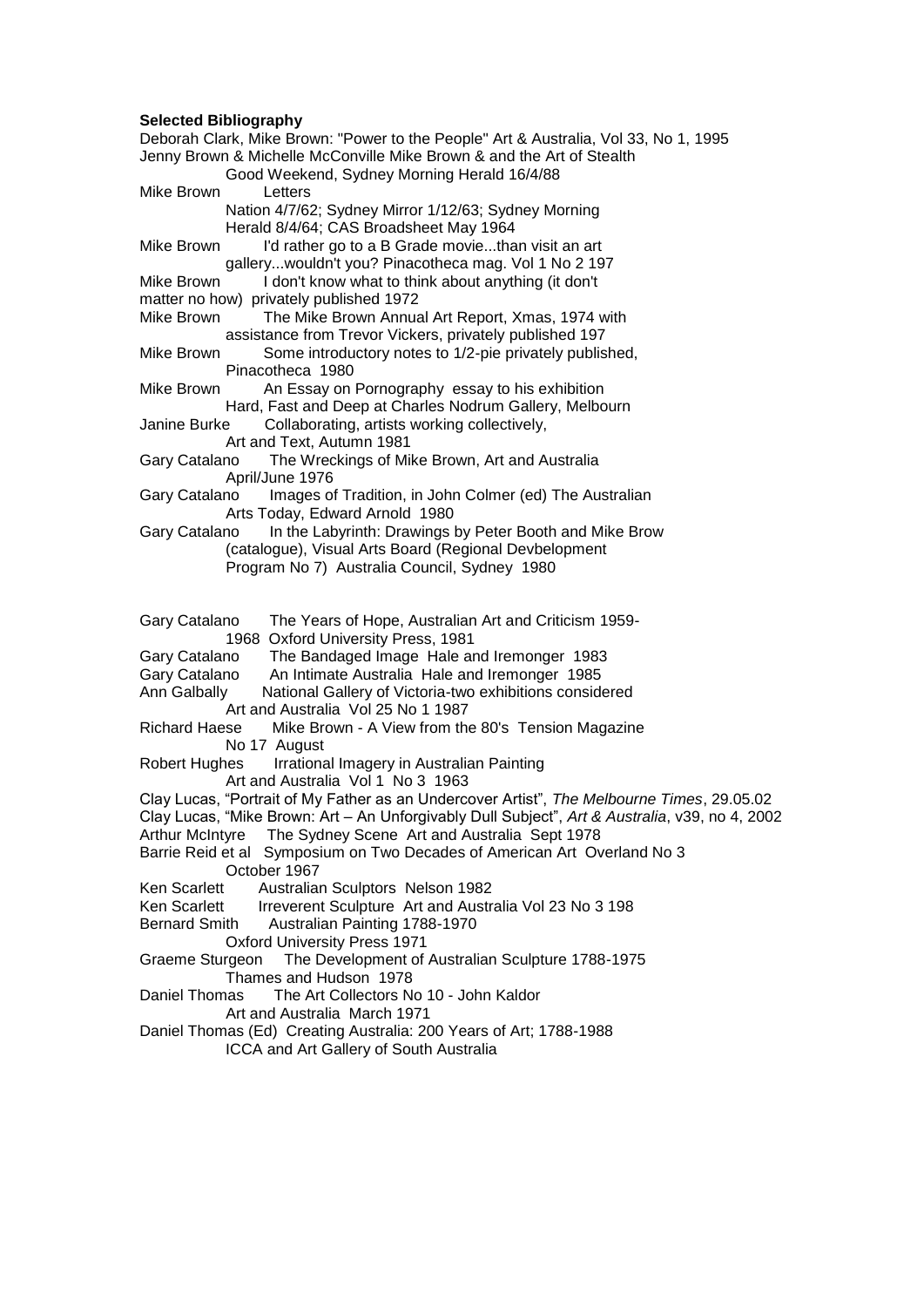**Selected Bibliography**

Deborah Clark, Mike Brown: "Power to the People" Art & Australia, Vol 33, No 1, 1995

Jenny Brown & Michelle McConville Mike Brown & and the Art of Stealth
Good Weekend, Sydney Morning Herald 16/4/88

Mike Brown Letters
Nation 4/7/62; Sydney Mirror 1/12/63; Sydney Morning Herald 8/4/64; CAS Broadsheet May 1964

Mike Brown I'd rather go to a B Grade movie...than visit an art gallery...wouldn't you? Pinacotheca mag. Vol 1 No 2 197

Mike Brown I don't know what to think about anything (it don't matter no how) privately published 1972

Mike Brown The Mike Brown Annual Art Report, Xmas, 1974 with assistance from Trevor Vickers, privately published 197

Mike Brown Some introductory notes to 1/2-pie privately published, Pinacotheca 1980

Mike Brown An Essay on Pornography essay to his exhibition Hard, Fast and Deep at Charles Nodrum Gallery, Melbourn

Janine Burke Collaborating, artists working collectively, Art and Text, Autumn 1981

Gary Catalano The Wreckings of Mike Brown, Art and Australia April/June 1976

Gary Catalano Images of Tradition, in John Colmer (ed) The Australian Arts Today, Edward Arnold 1980

Gary Catalano In the Labyrinth: Drawings by Peter Booth and Mike Brow (catalogue), Visual Arts Board (Regional Devbelopment Program No 7) Australia Council, Sydney 1980

Gary Catalano The Years of Hope, Australian Art and Criticism 1959-1968 Oxford University Press, 1981

Gary Catalano The Bandaged Image Hale and Iremonger 1983

Gary Catalano An Intimate Australia Hale and Iremonger 1985

Ann Galbally National Gallery of Victoria-two exhibitions considered Art and Australia Vol 25 No 1 1987

Richard Haese Mike Brown - A View from the 80's Tension Magazine No 17 August

Robert Hughes Irrational Imagery in Australian Painting Art and Australia Vol 1 No 3 1963

Clay Lucas, "Portrait of My Father as an Undercover Artist", *The Melbourne Times*, 29.05.02

Clay Lucas, "Mike Brown: Art – An Unforgivably Dull Subject", *Art & Australia*, v39, no 4, 2002

Arthur McIntyre The Sydney Scene Art and Australia Sept 1978

Barrie Reid et al Symposium on Two Decades of American Art Overland No 3 October 1967

Ken Scarlett Australian Sculptors Nelson 1982

Ken Scarlett Irreverent Sculpture Art and Australia Vol 23 No 3 198

Bernard Smith Australian Painting 1788-1970
Oxford University Press 1971

Graeme Sturgeon The Development of Australian Sculpture 1788-1975
Thames and Hudson 1978

Daniel Thomas The Art Collectors No 10 - John Kaldor
Art and Australia March 1971

Daniel Thomas (Ed) Creating Australia: 200 Years of Art; 1788-1988
ICCA and Art Gallery of South Australia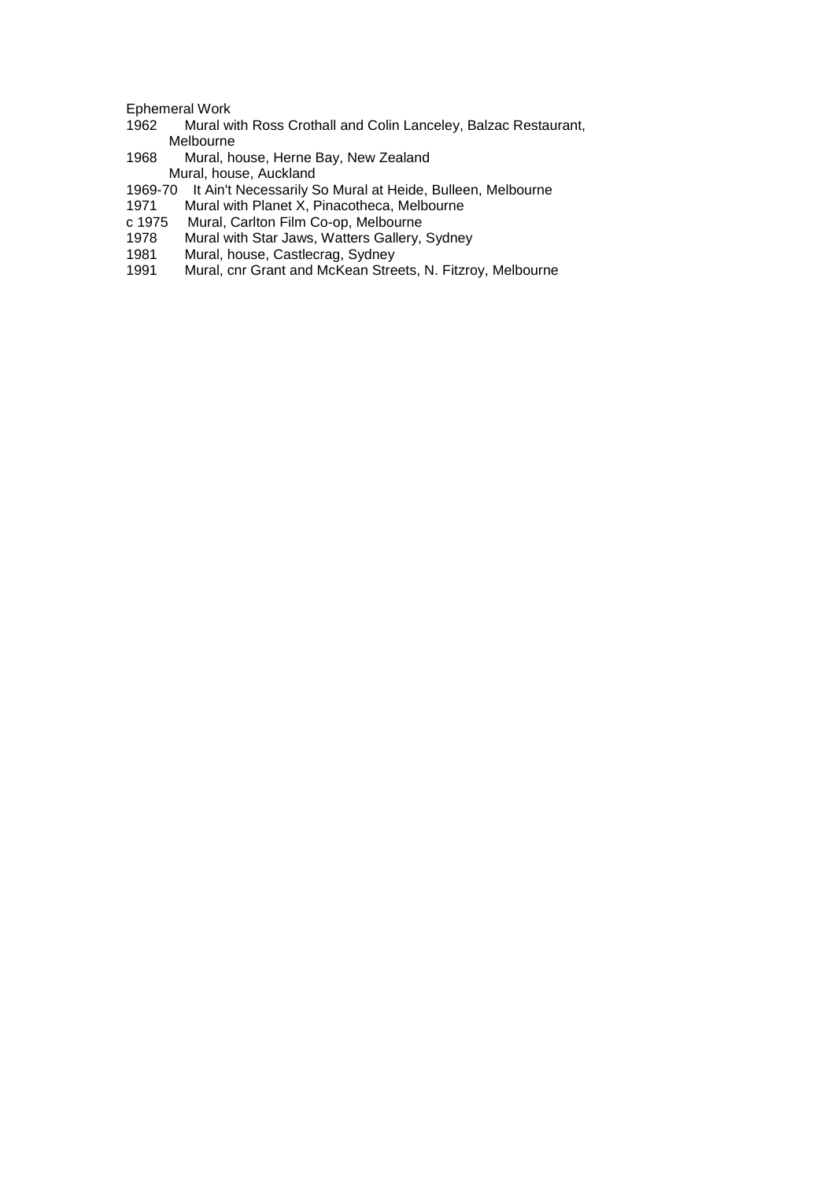Ephemeral Work

1962 Mural with Ross Crothall and Colin Lanceley, Balzac Restaurant, Melbourne

1968 Mural, house, Herne Bay, New Zealand
Mural, house, Auckland

1969-70 It Ain't Necessarily So Mural at Heide, Bulleen, Melbourne

1971 Mural with Planet X, Pinacotheca, Melbourne

c 1975 Mural, Carlton Film Co-op, Melbourne

1978 Mural with Star Jaws, Watters Gallery, Sydney

1981 Mural, house, Castlecrag, Sydney

1991 Mural, cnr Grant and McKean Streets, N. Fitzroy, Melbourne